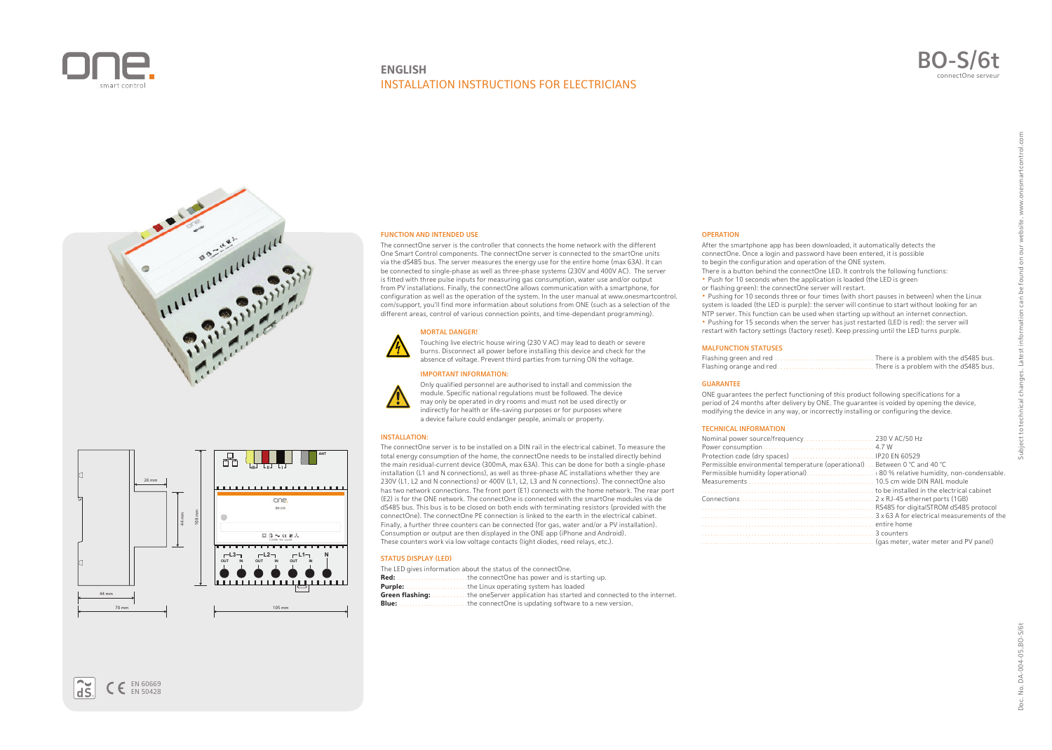# BO-S/6t

connectOne serveur

## ENGLISH

## INSTALLATION INSTRUCTIONS FOR ELECTRICIANS

### FUNCTION AND INTENDED USE

The connectOne server is the controller that connects the home network with the different One Smart Control components. The connectOne server is connected to the smartOne units via the dS485 bus. The server measures the energy use for the entire home (max 63A). It can be connected to single-phase as well as three-phase systems (230V and 400V AC). The server is fitted with three pulse inputs for measuring gas consumption, water use and/or output from PV installations. Finally, the connectOne allows communication with a smartphone, for configuration as well as the operation of the system. In the user manual at www.onesmartcontrol.com/support, you'll find more information about solutions from ONE (such as a selection of the different areas, control of various connection points, and time-dependant programming).

### MORTAL DANGER!

Touching live electric house wiring (230 V AC) may lead to death or severe burns. Disconnect all power before installing this device and check for the absence of voltage. Prevent third parties from turning ON the voltage.

### IMPORTANT INFORMATION:

Only qualified personnel are authorised to install and commission the module. Specific national regulations must be followed. The device may only be operated in dry rooms and must not be used directly or indirectly for health or life-saving purposes or for purposes where a device failure could endanger people, animals or property.

### INSTALLATION:

The connectOne server is to be installed on a DIN rail in the electrical cabinet. To measure the total energy consumption of the home, the connectOne needs to be installed directly behind the main residual-current device (300mA, max 63A). This can be done for both a single-phase installation (L1 and N connections), as well as three-phase AC installations whether they are 230V (L1, L2 and N connections) or 400V (L1, L2, L3 and N connections). The connectOne also has two network connections. The front port (E1) connects with the home network. The rear port (E2) is for the ONE network. The connectOne is connected with the smartOne modules via de dS485 bus. This bus is to be closed on both ends with terminating resistors (provided with the connectOne). The connectOne PE connection is linked to the earth in the electrical cabinet. Finally, a further three counters can be connected (for gas, water and/or a PV installation). Consumption or output are then displayed in the ONE app (iPhone and Android). These counters work via low voltage contacts (light diodes, reed relays, etc.).

### STATUS DISPLAY (LED)

The LED gives information about the status of the connectOne.

- **Red:** the connectOne has power and is starting up.
- **Purple:** the Linux operating system has loaded
- **Green flashing:** the oneServer application has started and connected to the internet.
- **Blue:** the connectOne is updating software to a new version.

### OPERATION

After the smartphone app has been downloaded, it automatically detects the connectOne. Once a login and password have been entered, it is possible to begin the configuration and operation of the ONE system.

There is a button behind the connectOne LED. It controls the following functions:

- Push for 10 seconds when the application is loaded (the LED is green or flashing green): the connectOne server will restart.
- Pushing for 10 seconds three or four times (with short pauses in between) when the Linux system is loaded (the LED is purple): the server will continue to start without looking for an NTP server. This function can be used when starting up without an internet connection.
- Pushing for 15 seconds when the server has just restarted (LED is red): the server will restart with factory settings (factory reset). Keep pressing until the LED turns purple.

### MALFUNCTION STATUSES

| Status | Meaning |
|---|---|
| Flashing green and red | There is a problem with the dS485 bus. |
| Flashing orange and red | There is a problem with the dS485 bus. |

### GUARANTEE

ONE guarantees the perfect functioning of this product following specifications for a period of 24 months after delivery by ONE. The guarantee is voided by opening the device, modifying the device in any way, or incorrectly installing or configuring the device.

### TECHNICAL INFORMATION

| | |
|---|---|
| Nominal power source/frequency | 230 V AC/50 Hz |
| Power consumption | 4.7 W |
| Protection code (dry spaces) | IP20 EN 60529 |
| Permissible environmental temperature (operational) | Between 0 °C and 40 °C |
| Permissible humidity (operational) | ‹ 80 % relative humidity, non-condensable. |
| Measurements | 10.5 cm wide DIN RAIL module |
| | to be installed in the electrical cabinet |
| Connections | 2 x RJ-45 ethernet ports (1GB) |
| | RS485 for digitalSTROM dS485 protocol |
| | 3 x 63 A for electrical measurements of the |
| | entire home |
| | 3 counters |
| | (gas meter, water meter and PV panel) |

26 mm · 44 mm · 108 mm · 44 mm · 70 mm · 105 mm

EN 60669
EN 50428

Subject to technical changes. Latest information can be found on our website. www.onesmartcontrol.com

Doc. No. DA-004-05.BO-S/6t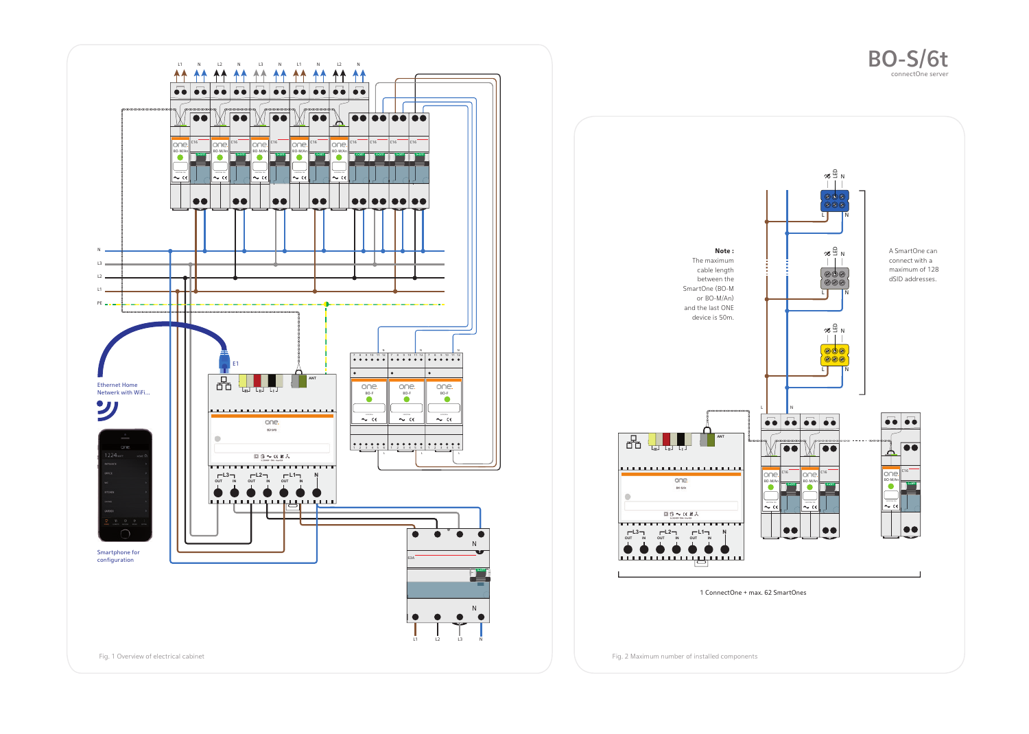# BO-S/6t

connectOne server

Ethernet Home Netwerk with WiFi...

Smartphone for configuration

Fig. 1 Overview of electrical cabinet

**Note :** The maximum cable length between the SmartOne (BO-M or BO-M/An) and the last ONE device is 50m.

A SmartOne can connect with a maximum of 128 dSID addresses.

1 ConnectOne + max. 62 SmartOnes

Fig. 2 Maximum number of installed components